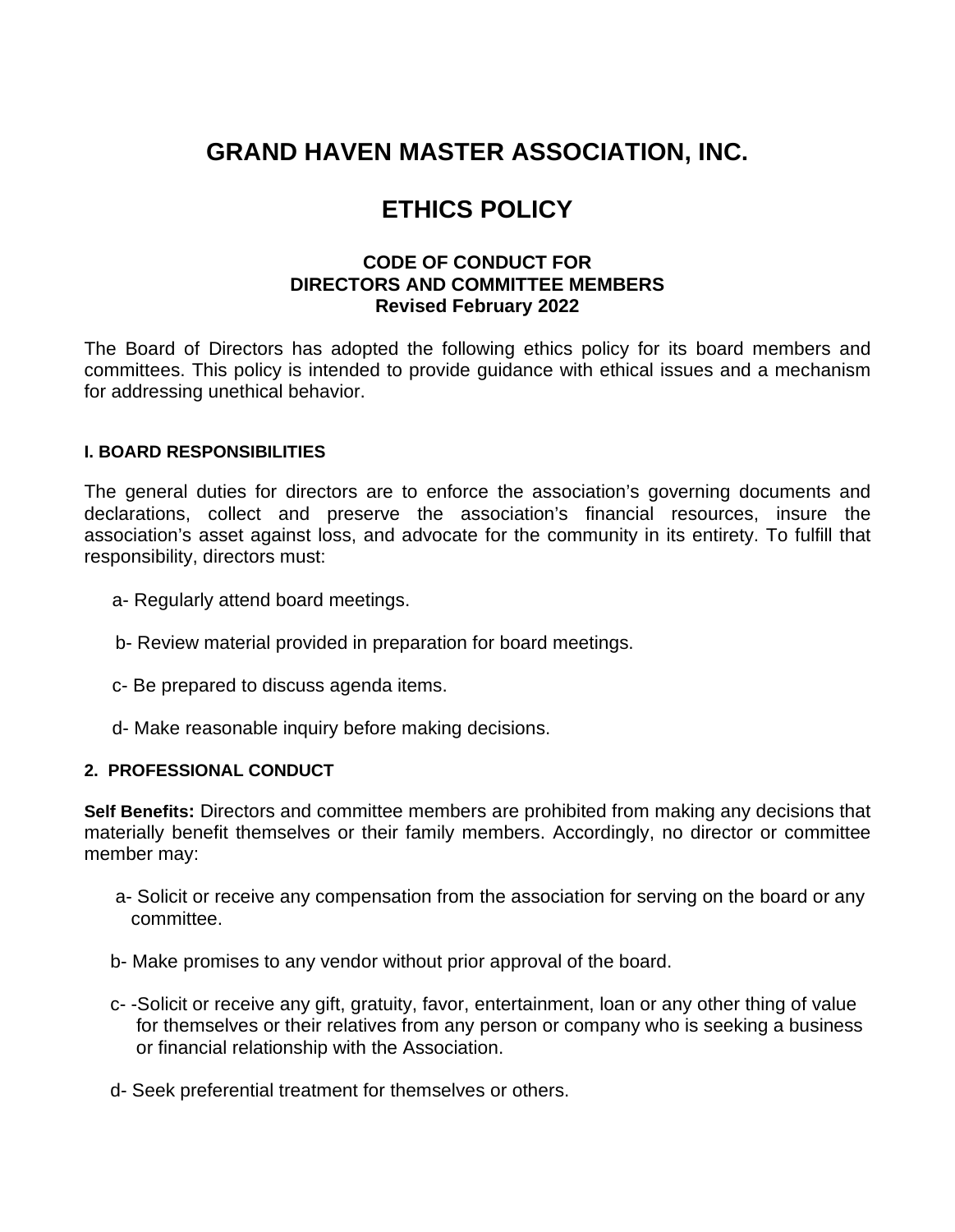# GRAND HAVEN MASTER ASSOCIATION, INC.

# ETHICS POLICY

### CODE OF CONDUCT FOR DIRECTORS AND COMMITTEE MEMBERS
### Revised February 2022

The Board of Directors has adopted the following ethics policy for its board members and committees. This policy is intended to provide guidance with ethical issues and a mechanism for addressing unethical behavior.

#### I. BOARD RESPONSIBILITIES

The general duties for directors are to enforce the association's governing documents and declarations, collect and preserve the association's financial resources, insure the association's asset against loss, and advocate for the community in its entirety. To fulfill that responsibility, directors must:

a- Regularly attend board meetings.

b- Review material provided in preparation for board meetings.

c- Be prepared to discuss agenda items.

d- Make reasonable inquiry before making decisions.

#### 2. PROFESSIONAL CONDUCT

**Self Benefits:** Directors and committee members are prohibited from making any decisions that materially benefit themselves or their family members. Accordingly, no director or committee member may:

a- Solicit or receive any compensation from the association for serving on the board or any committee.

b- Make promises to any vendor without prior approval of the board.

c- -Solicit or receive any gift, gratuity, favor, entertainment, loan or any other thing of value for themselves or their relatives from any person or company who is seeking a business or financial relationship with the Association.

d- Seek preferential treatment for themselves or others.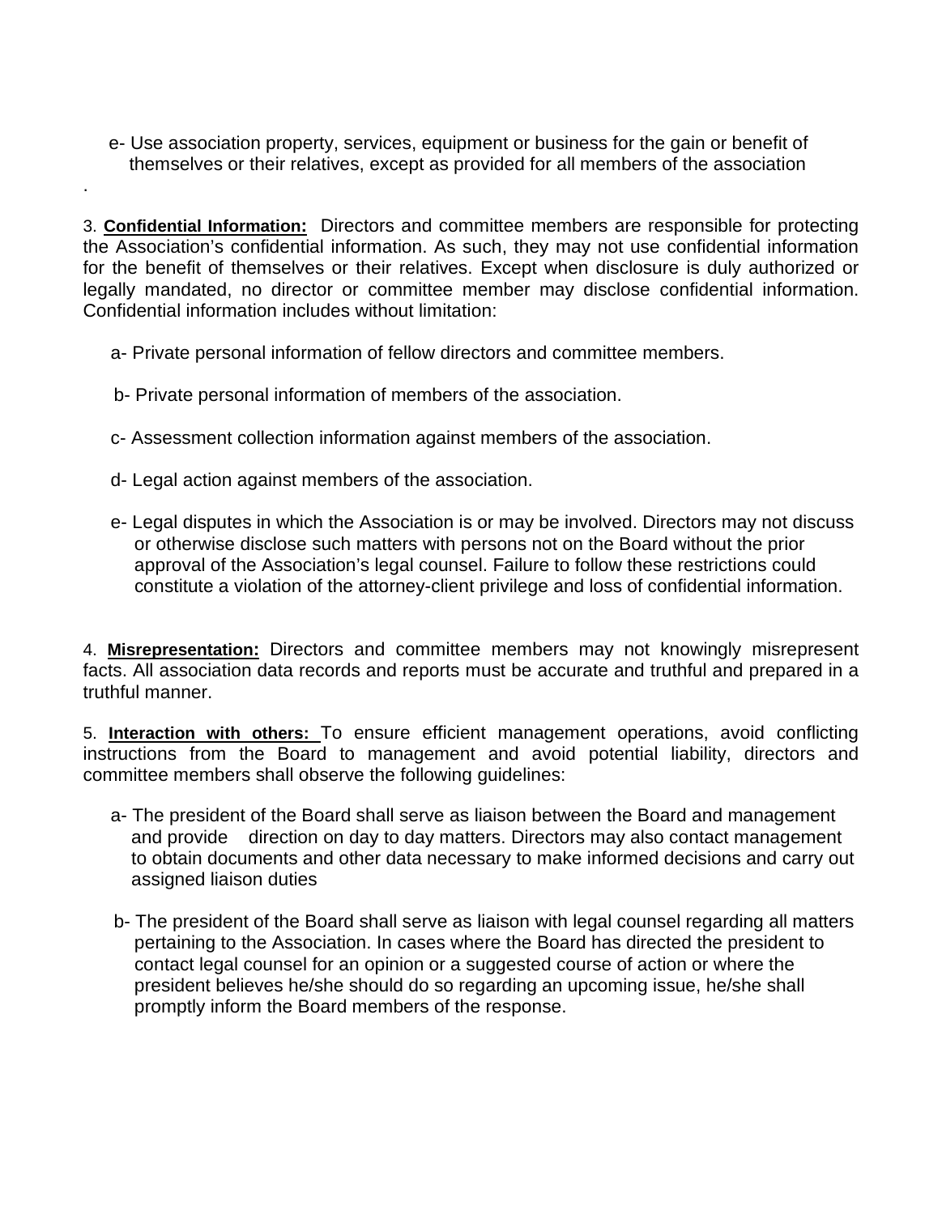e- Use association property, services, equipment or business for the gain or benefit of themselves or their relatives, except as provided for all members of the association

.

3. **Confidential Information:** Directors and committee members are responsible for protecting the Association's confidential information. As such, they may not use confidential information for the benefit of themselves or their relatives. Except when disclosure is duly authorized or legally mandated, no director or committee member may disclose confidential information. Confidential information includes without limitation:

a- Private personal information of fellow directors and committee members.

b- Private personal information of members of the association.

c- Assessment collection information against members of the association.

d- Legal action against members of the association.

e- Legal disputes in which the Association is or may be involved. Directors may not discuss or otherwise disclose such matters with persons not on the Board without the prior approval of the Association's legal counsel. Failure to follow these restrictions could constitute a violation of the attorney-client privilege and loss of confidential information.

4. **Misrepresentation:** Directors and committee members may not knowingly misrepresent facts. All association data records and reports must be accurate and truthful and prepared in a truthful manner.

5. **Interaction with others:** To ensure efficient management operations, avoid conflicting instructions from the Board to management and avoid potential liability, directors and committee members shall observe the following guidelines:

a- The president of the Board shall serve as liaison between the Board and management and provide direction on day to day matters. Directors may also contact management to obtain documents and other data necessary to make informed decisions and carry out assigned liaison duties

b- The president of the Board shall serve as liaison with legal counsel regarding all matters pertaining to the Association. In cases where the Board has directed the president to contact legal counsel for an opinion or a suggested course of action or where the president believes he/she should do so regarding an upcoming issue, he/she shall promptly inform the Board members of the response.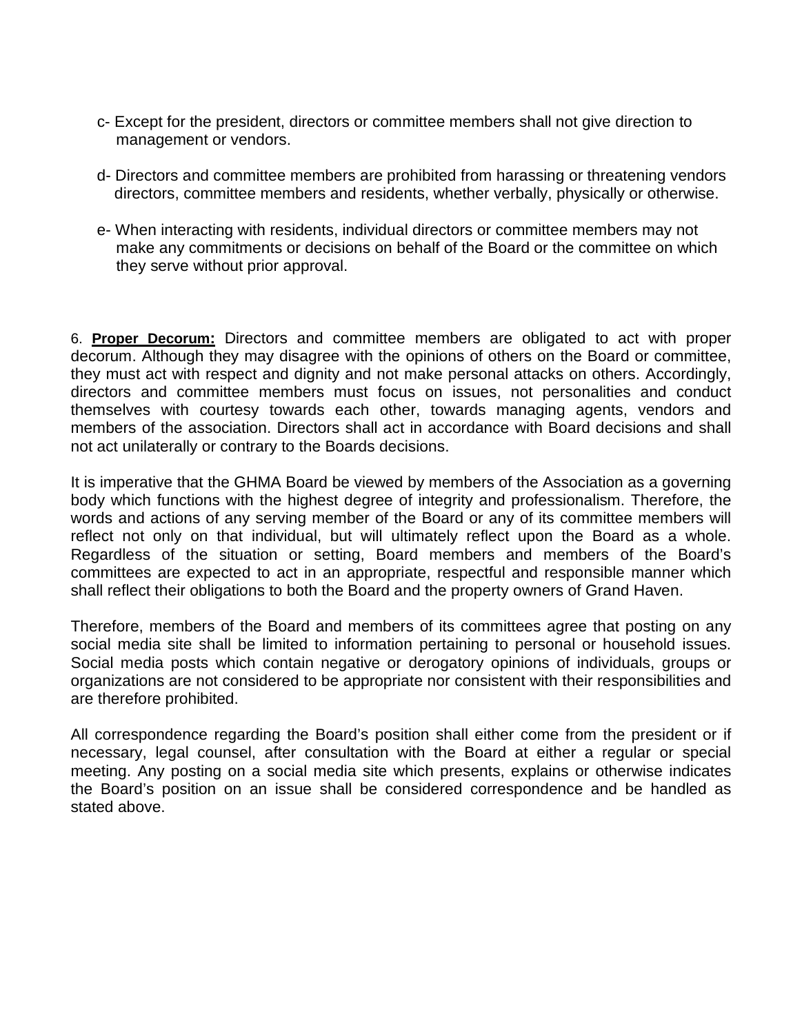c- Except for the president, directors or committee members shall not give direction to management or vendors.

d- Directors and committee members are prohibited from harassing or threatening vendors directors, committee members and residents, whether verbally, physically or otherwise.

e- When interacting with residents, individual directors or committee members may not make any commitments or decisions on behalf of the Board or the committee on which they serve without prior approval.

6. **Proper Decorum:** Directors and committee members are obligated to act with proper decorum. Although they may disagree with the opinions of others on the Board or committee, they must act with respect and dignity and not make personal attacks on others. Accordingly, directors and committee members must focus on issues, not personalities and conduct themselves with courtesy towards each other, towards managing agents, vendors and members of the association. Directors shall act in accordance with Board decisions and shall not act unilaterally or contrary to the Boards decisions.

It is imperative that the GHMA Board be viewed by members of the Association as a governing body which functions with the highest degree of integrity and professionalism. Therefore, the words and actions of any serving member of the Board or any of its committee members will reflect not only on that individual, but will ultimately reflect upon the Board as a whole. Regardless of the situation or setting, Board members and members of the Board's committees are expected to act in an appropriate, respectful and responsible manner which shall reflect their obligations to both the Board and the property owners of Grand Haven.

Therefore, members of the Board and members of its committees agree that posting on any social media site shall be limited to information pertaining to personal or household issues. Social media posts which contain negative or derogatory opinions of individuals, groups or organizations are not considered to be appropriate nor consistent with their responsibilities and are therefore prohibited.

All correspondence regarding the Board's position shall either come from the president or if necessary, legal counsel, after consultation with the Board at either a regular or special meeting. Any posting on a social media site which presents, explains or otherwise indicates the Board's position on an issue shall be considered correspondence and be handled as stated above.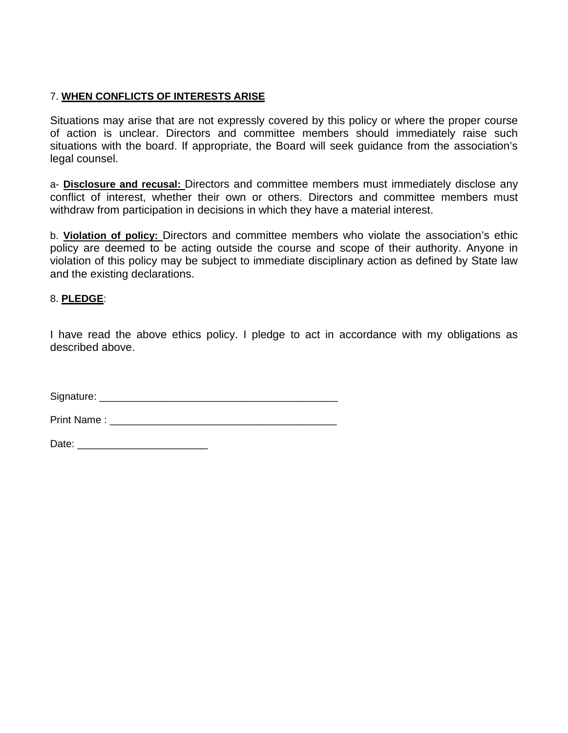7. **WHEN CONFLICTS OF INTERESTS ARISE**

Situations may arise that are not expressly covered by this policy or where the proper course of action is unclear. Directors and committee members should immediately raise such situations with the board. If appropriate, the Board will seek guidance from the association's legal counsel.

a- **Disclosure and recusal:** Directors and committee members must immediately disclose any conflict of interest, whether their own or others. Directors and committee members must withdraw from participation in decisions in which they have a material interest.

b. **Violation of policy:** Directors and committee members who violate the association's ethic policy are deemed to be acting outside the course and scope of their authority. Anyone in violation of this policy may be subject to immediate disciplinary action as defined by State law and the existing declarations.

8. **PLEDGE**:

I have read the above ethics policy. I pledge to act in accordance with my obligations as described above.

Signature: _________________________________________

Print Name : ________________________________________

Date: _______________________